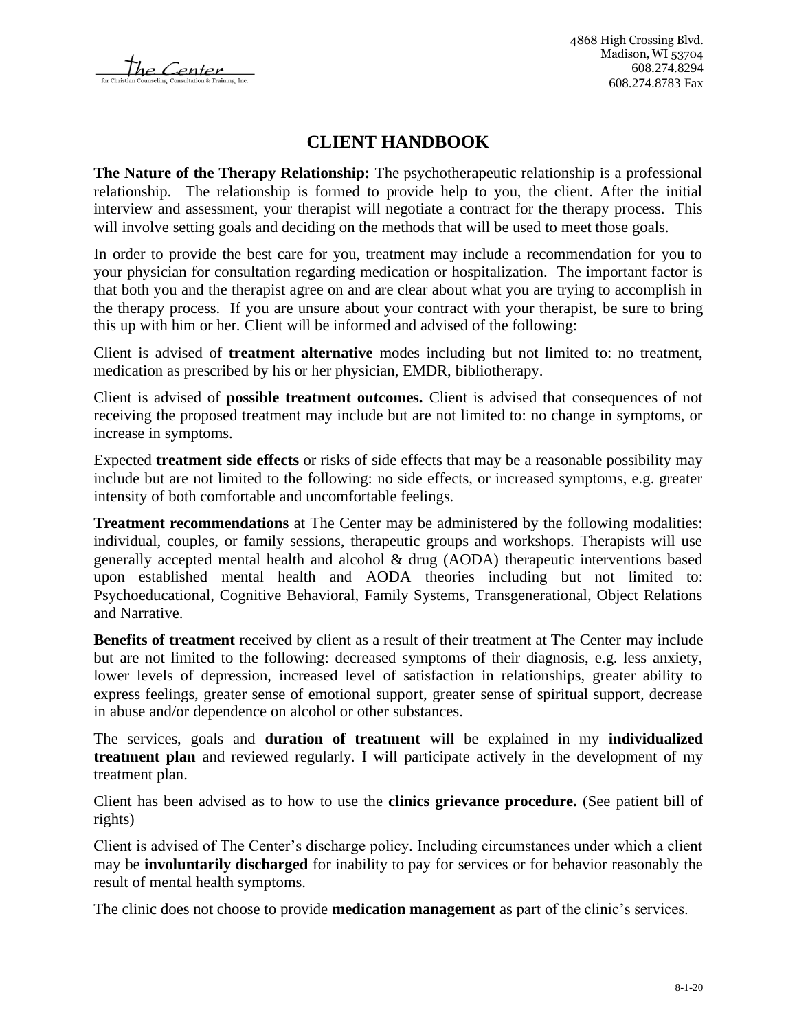The Center for Christian Counseling, Consultation & Training, Inc.

4868 High Crossing Blvd.
Madison, WI 53704
608.274.8294
608.274.8783 Fax

# CLIENT HANDBOOK

**The Nature of the Therapy Relationship:** The psychotherapeutic relationship is a professional relationship. The relationship is formed to provide help to you, the client. After the initial interview and assessment, your therapist will negotiate a contract for the therapy process. This will involve setting goals and deciding on the methods that will be used to meet those goals.

In order to provide the best care for you, treatment may include a recommendation for you to your physician for consultation regarding medication or hospitalization. The important factor is that both you and the therapist agree on and are clear about what you are trying to accomplish in the therapy process. If you are unsure about your contract with your therapist, be sure to bring this up with him or her. Client will be informed and advised of the following:

Client is advised of **treatment alternative** modes including but not limited to: no treatment, medication as prescribed by his or her physician, EMDR, bibliotherapy.

Client is advised of **possible treatment outcomes.** Client is advised that consequences of not receiving the proposed treatment may include but are not limited to: no change in symptoms, or increase in symptoms.

Expected **treatment side effects** or risks of side effects that may be a reasonable possibility may include but are not limited to the following: no side effects, or increased symptoms, e.g. greater intensity of both comfortable and uncomfortable feelings.

**Treatment recommendations** at The Center may be administered by the following modalities: individual, couples, or family sessions, therapeutic groups and workshops. Therapists will use generally accepted mental health and alcohol & drug (AODA) therapeutic interventions based upon established mental health and AODA theories including but not limited to: Psychoeducational, Cognitive Behavioral, Family Systems, Transgenerational, Object Relations and Narrative.

**Benefits of treatment** received by client as a result of their treatment at The Center may include but are not limited to the following: decreased symptoms of their diagnosis, e.g. less anxiety, lower levels of depression, increased level of satisfaction in relationships, greater ability to express feelings, greater sense of emotional support, greater sense of spiritual support, decrease in abuse and/or dependence on alcohol or other substances.

The services, goals and **duration of treatment** will be explained in my **individualized treatment plan** and reviewed regularly. I will participate actively in the development of my treatment plan.

Client has been advised as to how to use the **clinics grievance procedure.** (See patient bill of rights)

Client is advised of The Center's discharge policy. Including circumstances under which a client may be **involuntarily discharged** for inability to pay for services or for behavior reasonably the result of mental health symptoms.

The clinic does not choose to provide **medication management** as part of the clinic's services.

8-1-20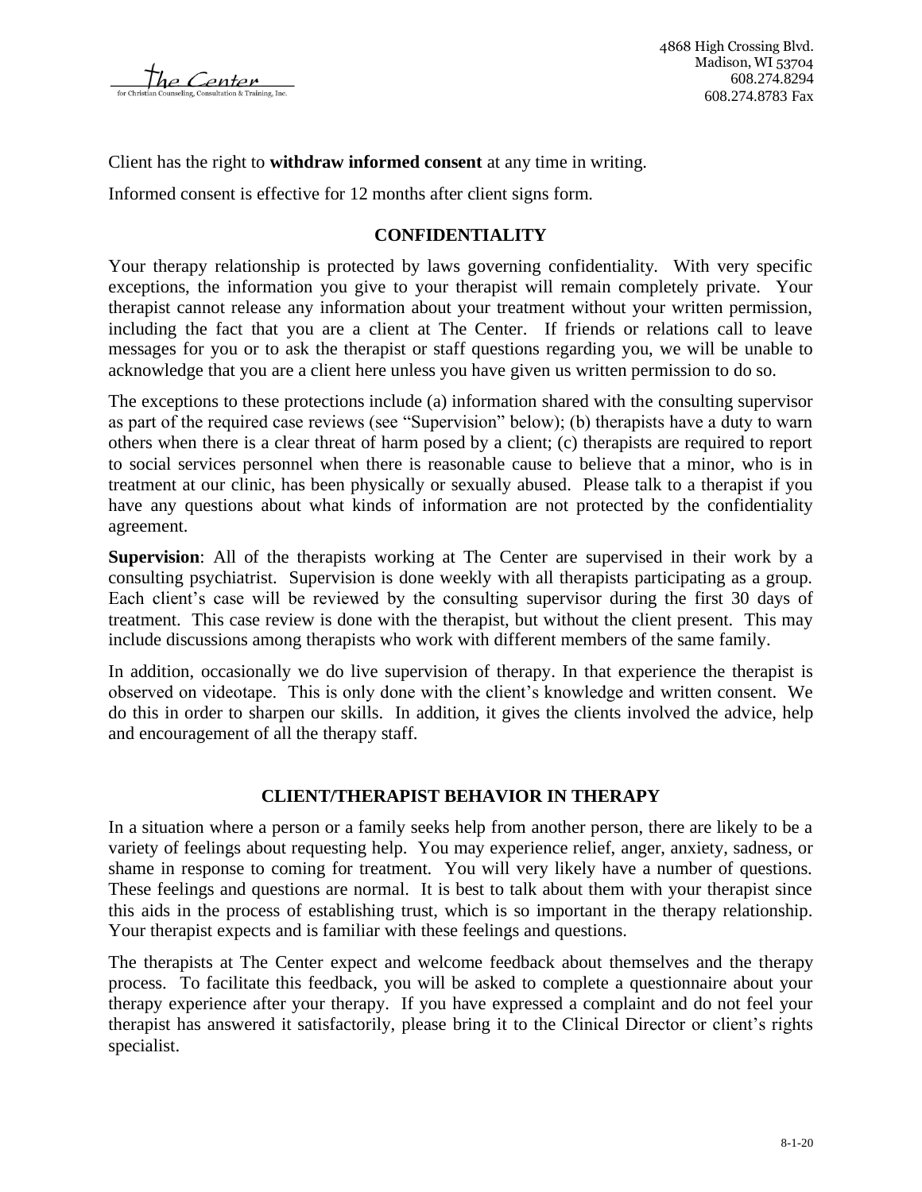Client has the right to **withdraw informed consent** at any time in writing.

Informed consent is effective for 12 months after client signs form.

## CONFIDENTIALITY

Your therapy relationship is protected by laws governing confidentiality. With very specific exceptions, the information you give to your therapist will remain completely private. Your therapist cannot release any information about your treatment without your written permission, including the fact that you are a client at The Center. If friends or relations call to leave messages for you or to ask the therapist or staff questions regarding you, we will be unable to acknowledge that you are a client here unless you have given us written permission to do so.

The exceptions to these protections include (a) information shared with the consulting supervisor as part of the required case reviews (see "Supervision" below); (b) therapists have a duty to warn others when there is a clear threat of harm posed by a client; (c) therapists are required to report to social services personnel when there is reasonable cause to believe that a minor, who is in treatment at our clinic, has been physically or sexually abused. Please talk to a therapist if you have any questions about what kinds of information are not protected by the confidentiality agreement.

**Supervision**: All of the therapists working at The Center are supervised in their work by a consulting psychiatrist. Supervision is done weekly with all therapists participating as a group. Each client's case will be reviewed by the consulting supervisor during the first 30 days of treatment. This case review is done with the therapist, but without the client present. This may include discussions among therapists who work with different members of the same family.

In addition, occasionally we do live supervision of therapy. In that experience the therapist is observed on videotape. This is only done with the client's knowledge and written consent. We do this in order to sharpen our skills. In addition, it gives the clients involved the advice, help and encouragement of all the therapy staff.

## CLIENT/THERAPIST BEHAVIOR IN THERAPY

In a situation where a person or a family seeks help from another person, there are likely to be a variety of feelings about requesting help. You may experience relief, anger, anxiety, sadness, or shame in response to coming for treatment. You will very likely have a number of questions. These feelings and questions are normal. It is best to talk about them with your therapist since this aids in the process of establishing trust, which is so important in the therapy relationship. Your therapist expects and is familiar with these feelings and questions.

The therapists at The Center expect and welcome feedback about themselves and the therapy process. To facilitate this feedback, you will be asked to complete a questionnaire about your therapy experience after your therapy. If you have expressed a complaint and do not feel your therapist has answered it satisfactorily, please bring it to the Clinical Director or client's rights specialist.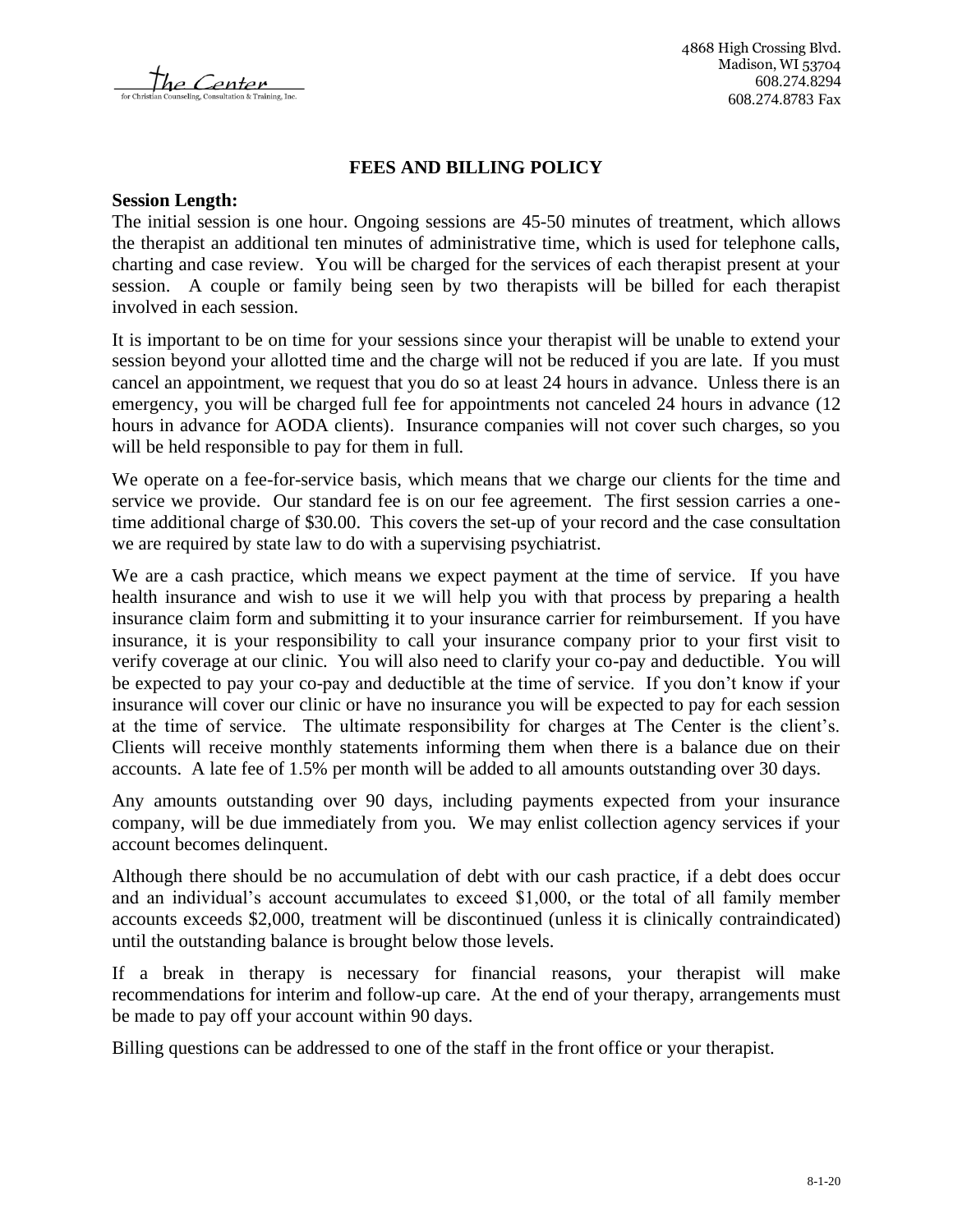The Center
for Christian Counseling, Consultation & Training, Inc.

4868 High Crossing Blvd.
Madison, WI 53704
608.274.8294
608.274.8783 Fax

## FEES AND BILLING POLICY

**Session Length:**
The initial session is one hour. Ongoing sessions are 45-50 minutes of treatment, which allows the therapist an additional ten minutes of administrative time, which is used for telephone calls, charting and case review. You will be charged for the services of each therapist present at your session. A couple or family being seen by two therapists will be billed for each therapist involved in each session.

It is important to be on time for your sessions since your therapist will be unable to extend your session beyond your allotted time and the charge will not be reduced if you are late. If you must cancel an appointment, we request that you do so at least 24 hours in advance. Unless there is an emergency, you will be charged full fee for appointments not canceled 24 hours in advance (12 hours in advance for AODA clients). Insurance companies will not cover such charges, so you will be held responsible to pay for them in full.

We operate on a fee-for-service basis, which means that we charge our clients for the time and service we provide. Our standard fee is on our fee agreement. The first session carries a one-time additional charge of $30.00. This covers the set-up of your record and the case consultation we are required by state law to do with a supervising psychiatrist.

We are a cash practice, which means we expect payment at the time of service. If you have health insurance and wish to use it we will help you with that process by preparing a health insurance claim form and submitting it to your insurance carrier for reimbursement. If you have insurance, it is your responsibility to call your insurance company prior to your first visit to verify coverage at our clinic. You will also need to clarify your co-pay and deductible. You will be expected to pay your co-pay and deductible at the time of service. If you don't know if your insurance will cover our clinic or have no insurance you will be expected to pay for each session at the time of service. The ultimate responsibility for charges at The Center is the client's. Clients will receive monthly statements informing them when there is a balance due on their accounts. A late fee of 1.5% per month will be added to all amounts outstanding over 30 days.

Any amounts outstanding over 90 days, including payments expected from your insurance company, will be due immediately from you. We may enlist collection agency services if your account becomes delinquent.

Although there should be no accumulation of debt with our cash practice, if a debt does occur and an individual's account accumulates to exceed $1,000, or the total of all family member accounts exceeds $2,000, treatment will be discontinued (unless it is clinically contraindicated) until the outstanding balance is brought below those levels.

If a break in therapy is necessary for financial reasons, your therapist will make recommendations for interim and follow-up care. At the end of your therapy, arrangements must be made to pay off your account within 90 days.

Billing questions can be addressed to one of the staff in the front office or your therapist.

8-1-20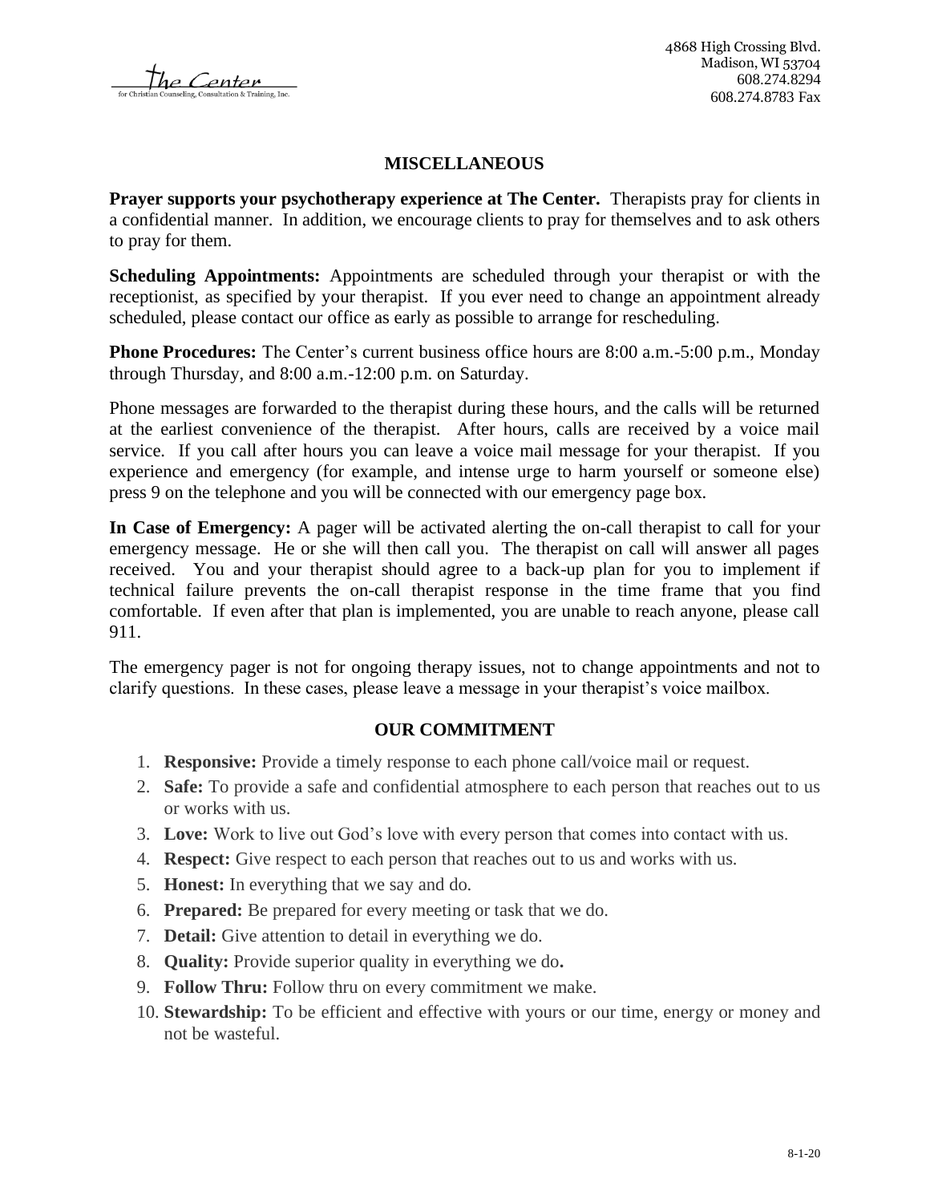4868 High Crossing Blvd.
Madison, WI 53704
608.274.8294
608.274.8783 Fax

## MISCELLANEOUS

**Prayer supports your psychotherapy experience at The Center.** Therapists pray for clients in a confidential manner. In addition, we encourage clients to pray for themselves and to ask others to pray for them.

**Scheduling Appointments:** Appointments are scheduled through your therapist or with the receptionist, as specified by your therapist. If you ever need to change an appointment already scheduled, please contact our office as early as possible to arrange for rescheduling.

**Phone Procedures:** The Center's current business office hours are 8:00 a.m.-5:00 p.m., Monday through Thursday, and 8:00 a.m.-12:00 p.m. on Saturday.

Phone messages are forwarded to the therapist during these hours, and the calls will be returned at the earliest convenience of the therapist. After hours, calls are received by a voice mail service. If you call after hours you can leave a voice mail message for your therapist. If you experience and emergency (for example, and intense urge to harm yourself or someone else) press 9 on the telephone and you will be connected with our emergency page box.

**In Case of Emergency:** A pager will be activated alerting the on-call therapist to call for your emergency message. He or she will then call you. The therapist on call will answer all pages received. You and your therapist should agree to a back-up plan for you to implement if technical failure prevents the on-call therapist response in the time frame that you find comfortable. If even after that plan is implemented, you are unable to reach anyone, please call 911.

The emergency pager is not for ongoing therapy issues, not to change appointments and not to clarify questions. In these cases, please leave a message in your therapist's voice mailbox.

## OUR COMMITMENT

1. **Responsive:** Provide a timely response to each phone call/voice mail or request.
2. **Safe:** To provide a safe and confidential atmosphere to each person that reaches out to us or works with us.
3. **Love:** Work to live out God's love with every person that comes into contact with us.
4. **Respect:** Give respect to each person that reaches out to us and works with us.
5. **Honest:** In everything that we say and do.
6. **Prepared:** Be prepared for every meeting or task that we do.
7. **Detail:** Give attention to detail in everything we do.
8. **Quality:** Provide superior quality in everything we do**.**
9. **Follow Thru:** Follow thru on every commitment we make.
10. **Stewardship:** To be efficient and effective with yours or our time, energy or money and not be wasteful.

8-1-20